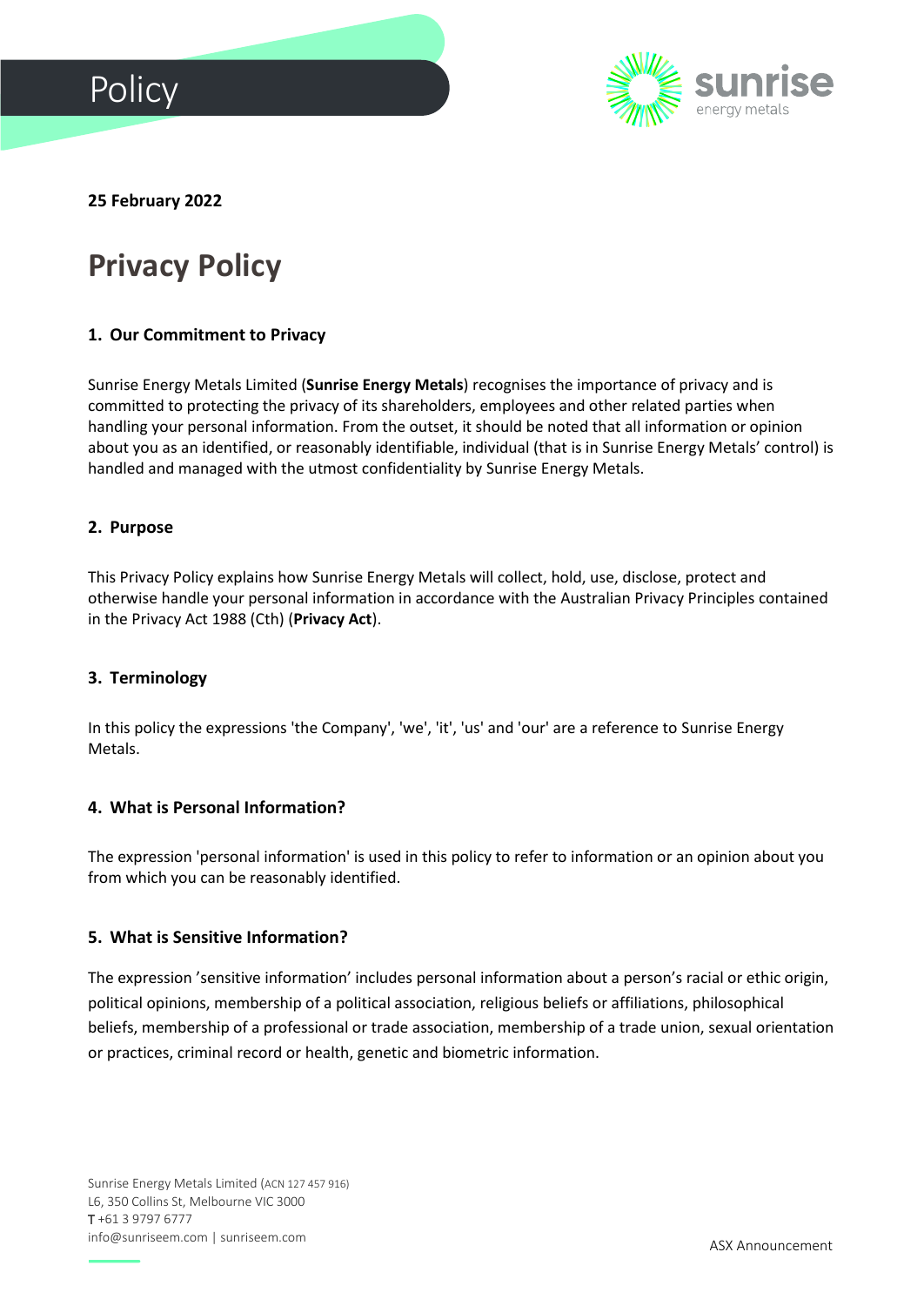Policy

25 February 2022

# Privacy Policy

## 1. Our Commitment to Privacy

Sunrise Energy Metals Limited (**Sunrise Energy Metals**) recognises the importance of privacy and is committed to protecting the privacy of its shareholders, employees and other related parties when handling your personal information. From the outset, it should be noted that all information or opinion about you as an identified, or reasonably identifiable, individual (that is in Sunrise Energy Metals' control) is handled and managed with the utmost confidentiality by Sunrise Energy Metals.

## 2. Purpose

This Privacy Policy explains how Sunrise Energy Metals will collect, hold, use, disclose, protect and otherwise handle your personal information in accordance with the Australian Privacy Principles contained in the Privacy Act 1988 (Cth) (**Privacy Act**).

## 3. Terminology

In this policy the expressions 'the Company', 'we', 'it', 'us' and 'our' are a reference to Sunrise Energy Metals.

## 4. What is Personal Information?

The expression 'personal information' is used in this policy to refer to information or an opinion about you from which you can be reasonably identified.

## 5. What is Sensitive Information?

The expression 'sensitive information' includes personal information about a person's racial or ethic origin, political opinions, membership of a political association, religious beliefs or affiliations, philosophical beliefs, membership of a professional or trade association, membership of a trade union, sexual orientation or practices, criminal record or health, genetic and biometric information.

Sunrise Energy Metals Limited (ACN 127 457 916)
L6, 350 Collins St, Melbourne VIC 3000
T +61 3 9797 6777
info@sunriseem.com | sunriseem.com

ASX Announcement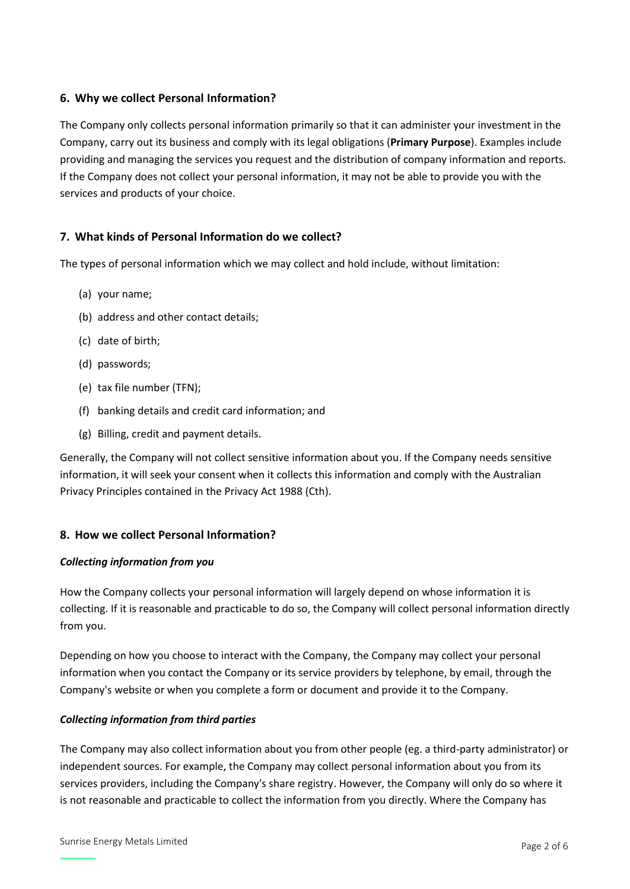## 6. Why we collect Personal Information?

The Company only collects personal information primarily so that it can administer your investment in the Company, carry out its business and comply with its legal obligations (**Primary Purpose**). Examples include providing and managing the services you request and the distribution of company information and reports. If the Company does not collect your personal information, it may not be able to provide you with the services and products of your choice.

## 7. What kinds of Personal Information do we collect?

The types of personal information which we may collect and hold include, without limitation:

(a) your name;

(b) address and other contact details;

(c) date of birth;

(d) passwords;

(e) tax file number (TFN);

(f) banking details and credit card information; and

(g) Billing, credit and payment details.

Generally, the Company will not collect sensitive information about you. If the Company needs sensitive information, it will seek your consent when it collects this information and comply with the Australian Privacy Principles contained in the Privacy Act 1988 (Cth).

## 8. How we collect Personal Information?

***Collecting information from you***

How the Company collects your personal information will largely depend on whose information it is collecting. If it is reasonable and practicable to do so, the Company will collect personal information directly from you.

Depending on how you choose to interact with the Company, the Company may collect your personal information when you contact the Company or its service providers by telephone, by email, through the Company's website or when you complete a form or document and provide it to the Company.

***Collecting information from third parties***

The Company may also collect information about you from other people (eg. a third-party administrator) or independent sources. For example, the Company may collect personal information about you from its services providers, including the Company's share registry. However, the Company will only do so where it is not reasonable and practicable to collect the information from you directly. Where the Company has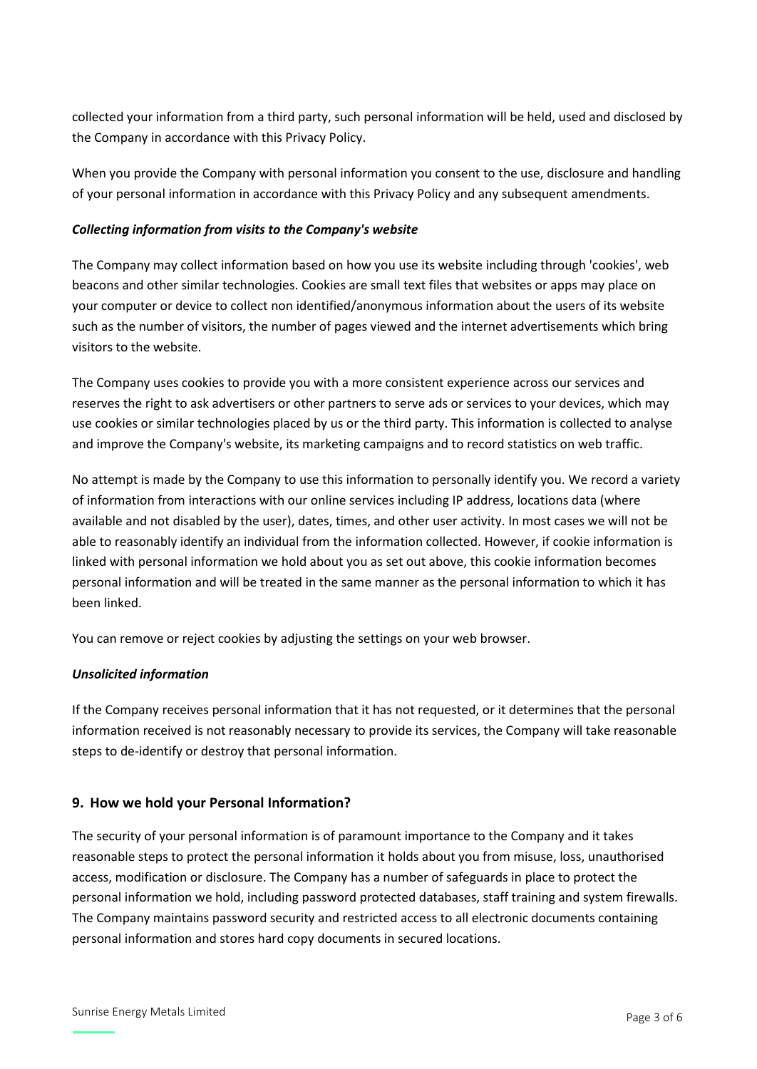collected your information from a third party, such personal information will be held, used and disclosed by the Company in accordance with this Privacy Policy.

When you provide the Company with personal information you consent to the use, disclosure and handling of your personal information in accordance with this Privacy Policy and any subsequent amendments.

***Collecting information from visits to the Company's website***

The Company may collect information based on how you use its website including through 'cookies', web beacons and other similar technologies. Cookies are small text files that websites or apps may place on your computer or device to collect non identified/anonymous information about the users of its website such as the number of visitors, the number of pages viewed and the internet advertisements which bring visitors to the website.

The Company uses cookies to provide you with a more consistent experience across our services and reserves the right to ask advertisers or other partners to serve ads or services to your devices, which may use cookies or similar technologies placed by us or the third party. This information is collected to analyse and improve the Company's website, its marketing campaigns and to record statistics on web traffic.

No attempt is made by the Company to use this information to personally identify you. We record a variety of information from interactions with our online services including IP address, locations data (where available and not disabled by the user), dates, times, and other user activity. In most cases we will not be able to reasonably identify an individual from the information collected. However, if cookie information is linked with personal information we hold about you as set out above, this cookie information becomes personal information and will be treated in the same manner as the personal information to which it has been linked.

You can remove or reject cookies by adjusting the settings on your web browser.

***Unsolicited information***

If the Company receives personal information that it has not requested, or it determines that the personal information received is not reasonably necessary to provide its services, the Company will take reasonable steps to de-identify or destroy that personal information.

## 9. How we hold your Personal Information?

The security of your personal information is of paramount importance to the Company and it takes reasonable steps to protect the personal information it holds about you from misuse, loss, unauthorised access, modification or disclosure. The Company has a number of safeguards in place to protect the personal information we hold, including password protected databases, staff training and system firewalls. The Company maintains password security and restricted access to all electronic documents containing personal information and stores hard copy documents in secured locations.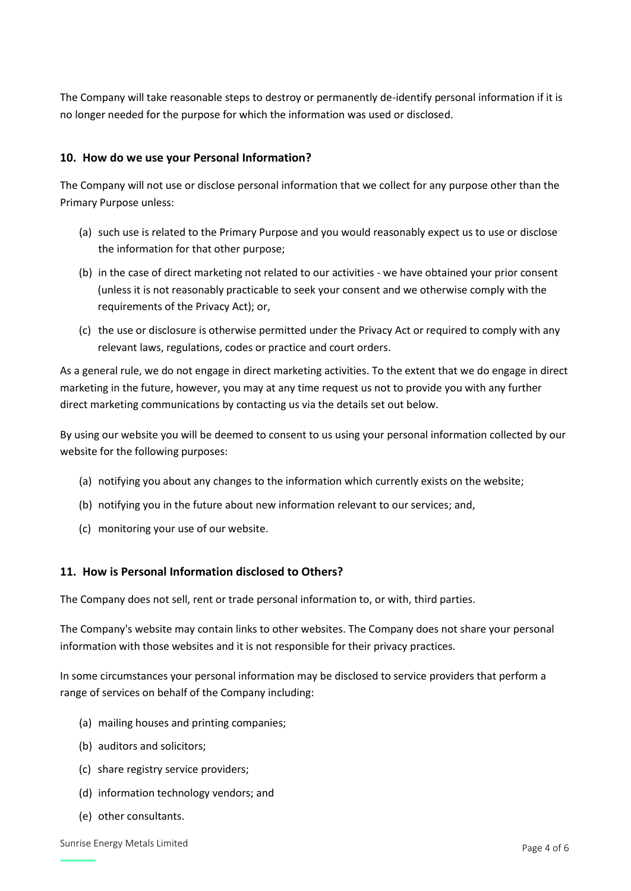The Company will take reasonable steps to destroy or permanently de-identify personal information if it is no longer needed for the purpose for which the information was used or disclosed.

## 10. How do we use your Personal Information?

The Company will not use or disclose personal information that we collect for any purpose other than the Primary Purpose unless:

(a) such use is related to the Primary Purpose and you would reasonably expect us to use or disclose the information for that other purpose;

(b) in the case of direct marketing not related to our activities - we have obtained your prior consent (unless it is not reasonably practicable to seek your consent and we otherwise comply with the requirements of the Privacy Act); or,

(c) the use or disclosure is otherwise permitted under the Privacy Act or required to comply with any relevant laws, regulations, codes or practice and court orders.

As a general rule, we do not engage in direct marketing activities. To the extent that we do engage in direct marketing in the future, however, you may at any time request us not to provide you with any further direct marketing communications by contacting us via the details set out below.

By using our website you will be deemed to consent to us using your personal information collected by our website for the following purposes:

(a) notifying you about any changes to the information which currently exists on the website;

(b) notifying you in the future about new information relevant to our services; and,

(c) monitoring your use of our website.

## 11. How is Personal Information disclosed to Others?

The Company does not sell, rent or trade personal information to, or with, third parties.

The Company's website may contain links to other websites. The Company does not share your personal information with those websites and it is not responsible for their privacy practices.

In some circumstances your personal information may be disclosed to service providers that perform a range of services on behalf of the Company including:

(a) mailing houses and printing companies;

(b) auditors and solicitors;

(c) share registry service providers;

(d) information technology vendors; and

(e) other consultants.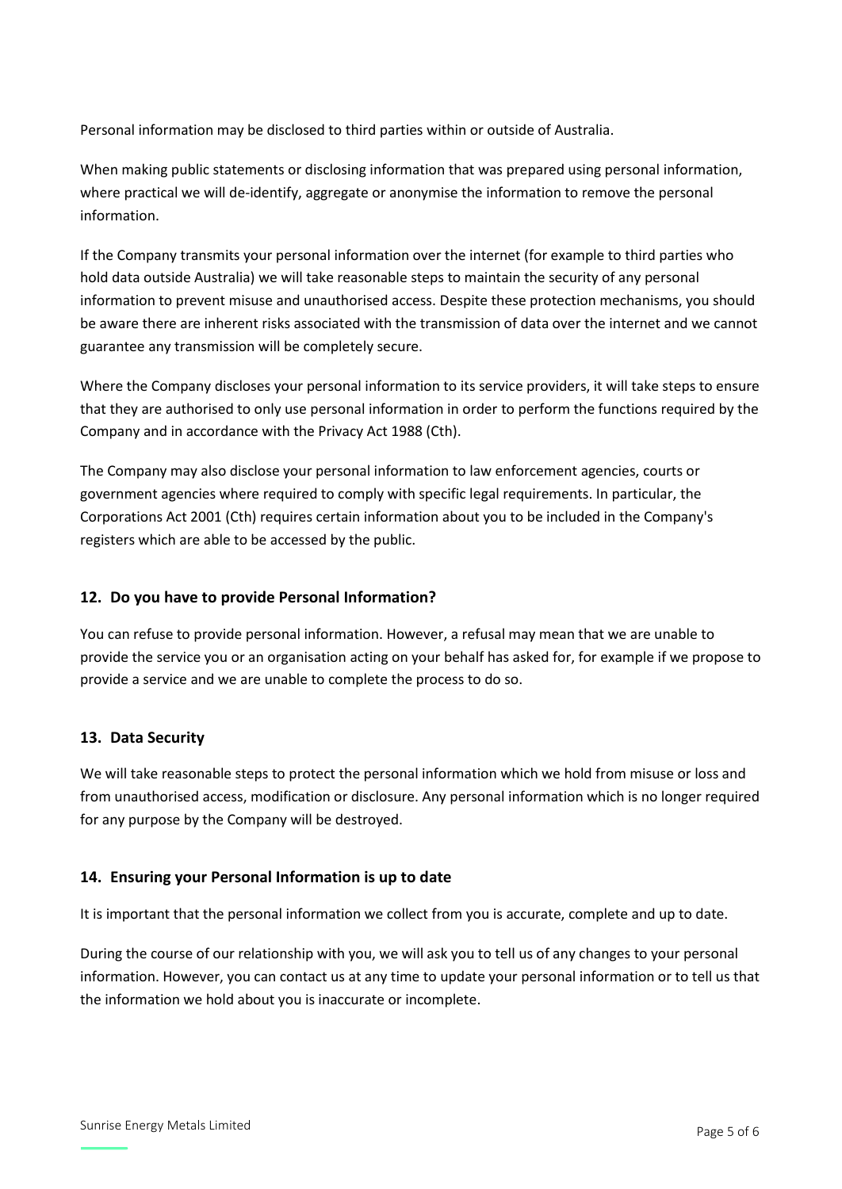Personal information may be disclosed to third parties within or outside of Australia.

When making public statements or disclosing information that was prepared using personal information, where practical we will de-identify, aggregate or anonymise the information to remove the personal information.

If the Company transmits your personal information over the internet (for example to third parties who hold data outside Australia) we will take reasonable steps to maintain the security of any personal information to prevent misuse and unauthorised access. Despite these protection mechanisms, you should be aware there are inherent risks associated with the transmission of data over the internet and we cannot guarantee any transmission will be completely secure.

Where the Company discloses your personal information to its service providers, it will take steps to ensure that they are authorised to only use personal information in order to perform the functions required by the Company and in accordance with the Privacy Act 1988 (Cth).

The Company may also disclose your personal information to law enforcement agencies, courts or government agencies where required to comply with specific legal requirements. In particular, the Corporations Act 2001 (Cth) requires certain information about you to be included in the Company's registers which are able to be accessed by the public.

## 12. Do you have to provide Personal Information?

You can refuse to provide personal information. However, a refusal may mean that we are unable to provide the service you or an organisation acting on your behalf has asked for, for example if we propose to provide a service and we are unable to complete the process to do so.

## 13. Data Security

We will take reasonable steps to protect the personal information which we hold from misuse or loss and from unauthorised access, modification or disclosure. Any personal information which is no longer required for any purpose by the Company will be destroyed.

## 14. Ensuring your Personal Information is up to date

It is important that the personal information we collect from you is accurate, complete and up to date.

During the course of our relationship with you, we will ask you to tell us of any changes to your personal information. However, you can contact us at any time to update your personal information or to tell us that the information we hold about you is inaccurate or incomplete.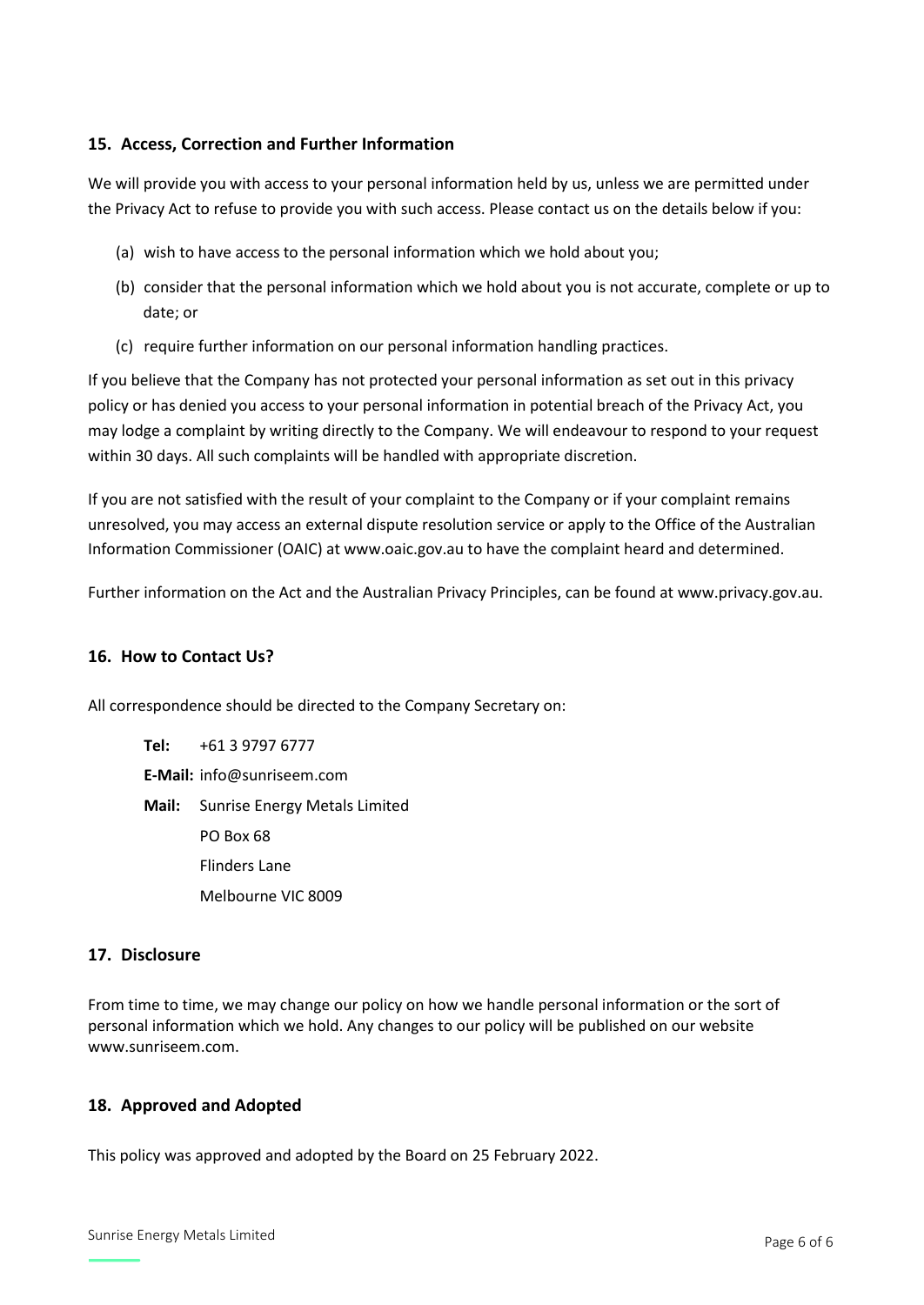## 15. Access, Correction and Further Information

We will provide you with access to your personal information held by us, unless we are permitted under the Privacy Act to refuse to provide you with such access. Please contact us on the details below if you:

(a) wish to have access to the personal information which we hold about you;

(b) consider that the personal information which we hold about you is not accurate, complete or up to date; or

(c) require further information on our personal information handling practices.

If you believe that the Company has not protected your personal information as set out in this privacy policy or has denied you access to your personal information in potential breach of the Privacy Act, you may lodge a complaint by writing directly to the Company. We will endeavour to respond to your request within 30 days. All such complaints will be handled with appropriate discretion.

If you are not satisfied with the result of your complaint to the Company or if your complaint remains unresolved, you may access an external dispute resolution service or apply to the Office of the Australian Information Commissioner (OAIC) at www.oaic.gov.au to have the complaint heard and determined.

Further information on the Act and the Australian Privacy Principles, can be found at www.privacy.gov.au.

## 16. How to Contact Us?

All correspondence should be directed to the Company Secretary on:

**Tel:** +61 3 9797 6777

**E-Mail:** info@sunriseem.com

**Mail:** Sunrise Energy Metals Limited
PO Box 68
Flinders Lane
Melbourne VIC 8009

## 17. Disclosure

From time to time, we may change our policy on how we handle personal information or the sort of personal information which we hold. Any changes to our policy will be published on our website www.sunriseem.com.

## 18. Approved and Adopted

This policy was approved and adopted by the Board on 25 February 2022.